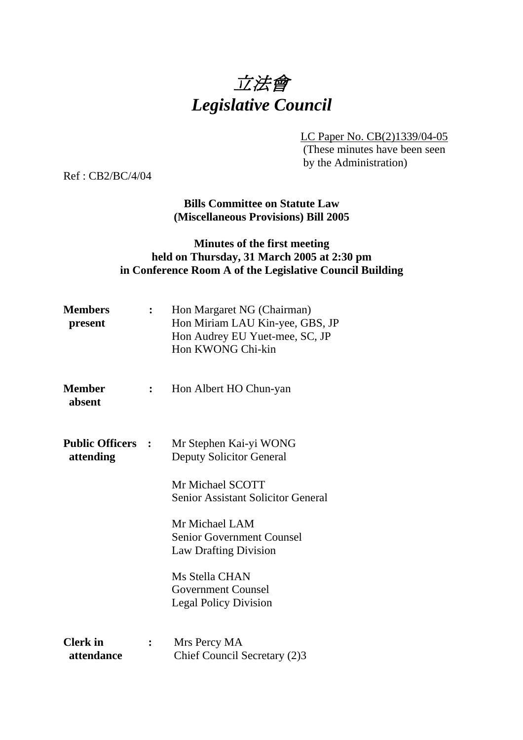# *立法會*
# *Legislative Council*

LC Paper No. CB(2)1339/04-05
(These minutes have been seen by the Administration)

Ref : CB2/BC/4/04

**Bills Committee on Statute Law (Miscellaneous Provisions) Bill 2005**

**Minutes of the first meeting held on Thursday, 31 March 2005 at 2:30 pm in Conference Room A of the Legislative Council Building**

**Members present** : Hon Margaret NG (Chairman)
Hon Miriam LAU Kin-yee, GBS, JP
Hon Audrey EU Yuet-mee, SC, JP
Hon KWONG Chi-kin

**Member absent** : Hon Albert HO Chun-yan

**Public Officers attending** : Mr Stephen Kai-yi WONG
Deputy Solicitor General

Mr Michael SCOTT
Senior Assistant Solicitor General

Mr Michael LAM
Senior Government Counsel
Law Drafting Division

Ms Stella CHAN
Government Counsel
Legal Policy Division

**Clerk in attendance** : Mrs Percy MA
Chief Council Secretary (2)3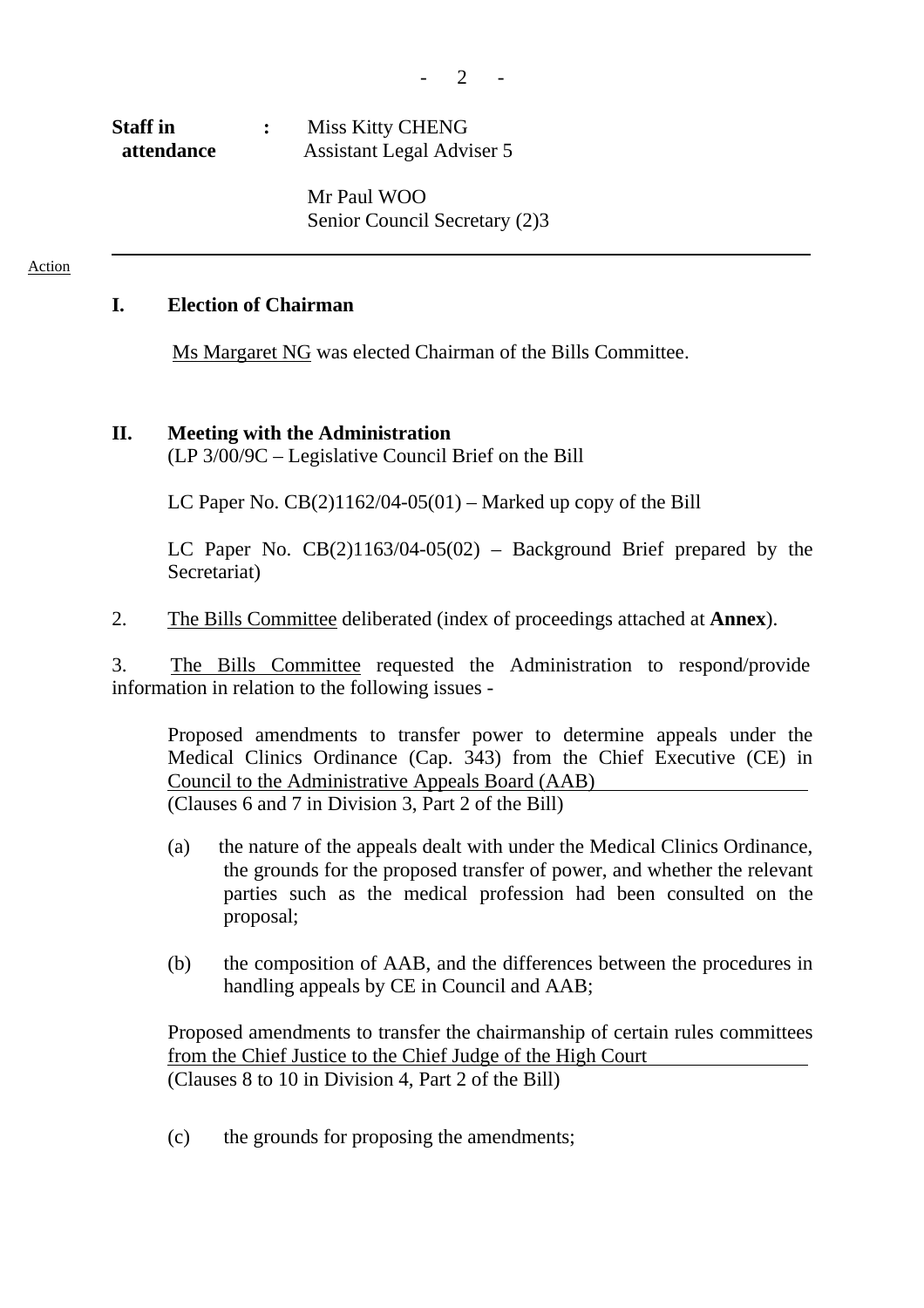**Staff in attendance** : Miss Kitty CHENG
Assistant Legal Adviser 5

Mr Paul WOO
Senior Council Secretary (2)3

---

Action

## I. Election of Chairman

Ms Margaret NG was elected Chairman of the Bills Committee.

## II. Meeting with the Administration

(LP 3/00/9C – Legislative Council Brief on the Bill

LC Paper No. CB(2)1162/04-05(01) – Marked up copy of the Bill

LC Paper No. CB(2)1163/04-05(02) – Background Brief prepared by the Secretariat)

2. The Bills Committee deliberated (index of proceedings attached at **Annex**).

3. The Bills Committee requested the Administration to respond/provide information in relation to the following issues -

Proposed amendments to transfer power to determine appeals under the Medical Clinics Ordinance (Cap. 343) from the Chief Executive (CE) in Council to the Administrative Appeals Board (AAB)
(Clauses 6 and 7 in Division 3, Part 2 of the Bill)

(a) the nature of the appeals dealt with under the Medical Clinics Ordinance, the grounds for the proposed transfer of power, and whether the relevant parties such as the medical profession had been consulted on the proposal;

(b) the composition of AAB, and the differences between the procedures in handling appeals by CE in Council and AAB;

Proposed amendments to transfer the chairmanship of certain rules committees from the Chief Justice to the Chief Judge of the High Court
(Clauses 8 to 10 in Division 4, Part 2 of the Bill)

(c) the grounds for proposing the amendments;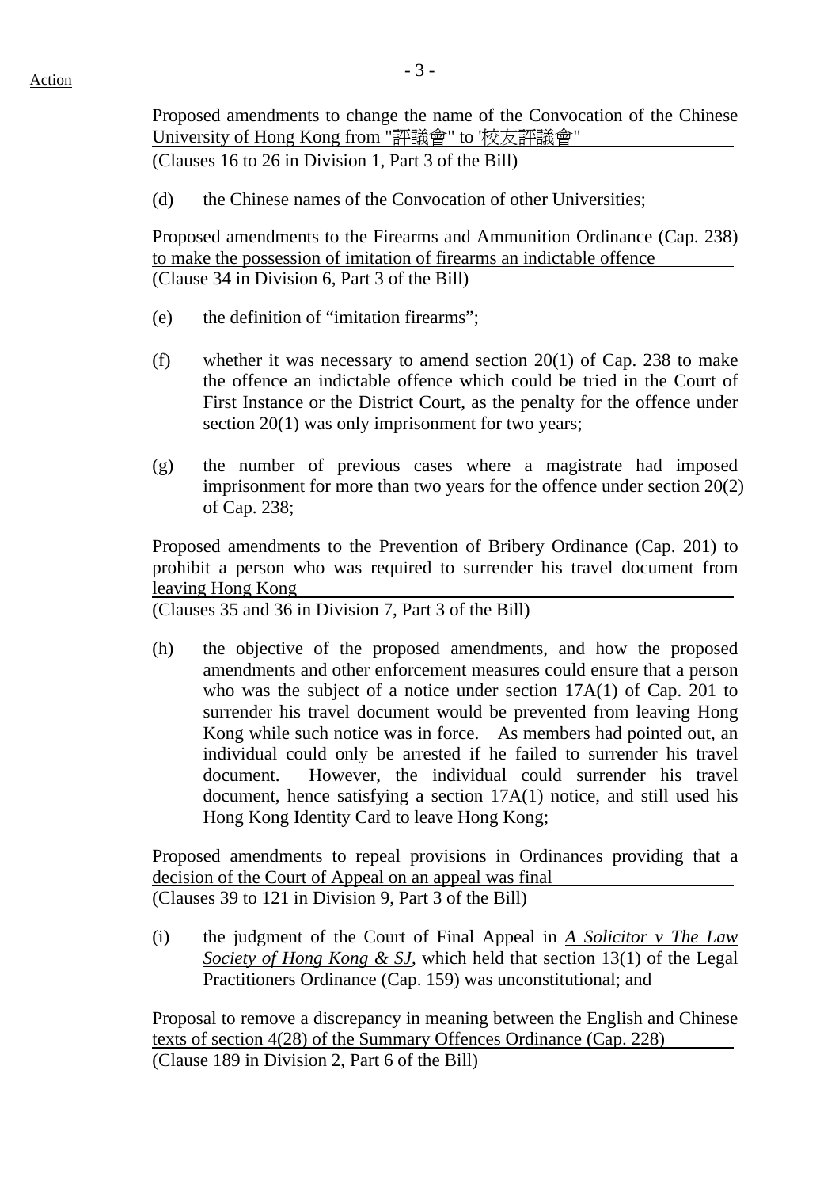Action

Proposed amendments to change the name of the Convocation of the Chinese University of Hong Kong from "評議會" to '校友評議會"
(Clauses 16 to 26 in Division 1, Part 3 of the Bill)

(d) the Chinese names of the Convocation of other Universities;

Proposed amendments to the Firearms and Ammunition Ordinance (Cap. 238) to make the possession of imitation of firearms an indictable offence
(Clause 34 in Division 6, Part 3 of the Bill)

(e) the definition of "imitation firearms";

(f) whether it was necessary to amend section 20(1) of Cap. 238 to make the offence an indictable offence which could be tried in the Court of First Instance or the District Court, as the penalty for the offence under section 20(1) was only imprisonment for two years;

(g) the number of previous cases where a magistrate had imposed imprisonment for more than two years for the offence under section 20(2) of Cap. 238;

Proposed amendments to the Prevention of Bribery Ordinance (Cap. 201) to prohibit a person who was required to surrender his travel document from leaving Hong Kong
(Clauses 35 and 36 in Division 7, Part 3 of the Bill)

(h) the objective of the proposed amendments, and how the proposed amendments and other enforcement measures could ensure that a person who was the subject of a notice under section 17A(1) of Cap. 201 to surrender his travel document would be prevented from leaving Hong Kong while such notice was in force. As members had pointed out, an individual could only be arrested if he failed to surrender his travel document. However, the individual could surrender his travel document, hence satisfying a section 17A(1) notice, and still used his Hong Kong Identity Card to leave Hong Kong;

Proposed amendments to repeal provisions in Ordinances providing that a decision of the Court of Appeal on an appeal was final
(Clauses 39 to 121 in Division 9, Part 3 of the Bill)

(i) the judgment of the Court of Final Appeal in *A Solicitor v The Law Society of Hong Kong & SJ*, which held that section 13(1) of the Legal Practitioners Ordinance (Cap. 159) was unconstitutional; and

Proposal to remove a discrepancy in meaning between the English and Chinese texts of section 4(28) of the Summary Offences Ordinance (Cap. 228)
(Clause 189 in Division 2, Part 6 of the Bill)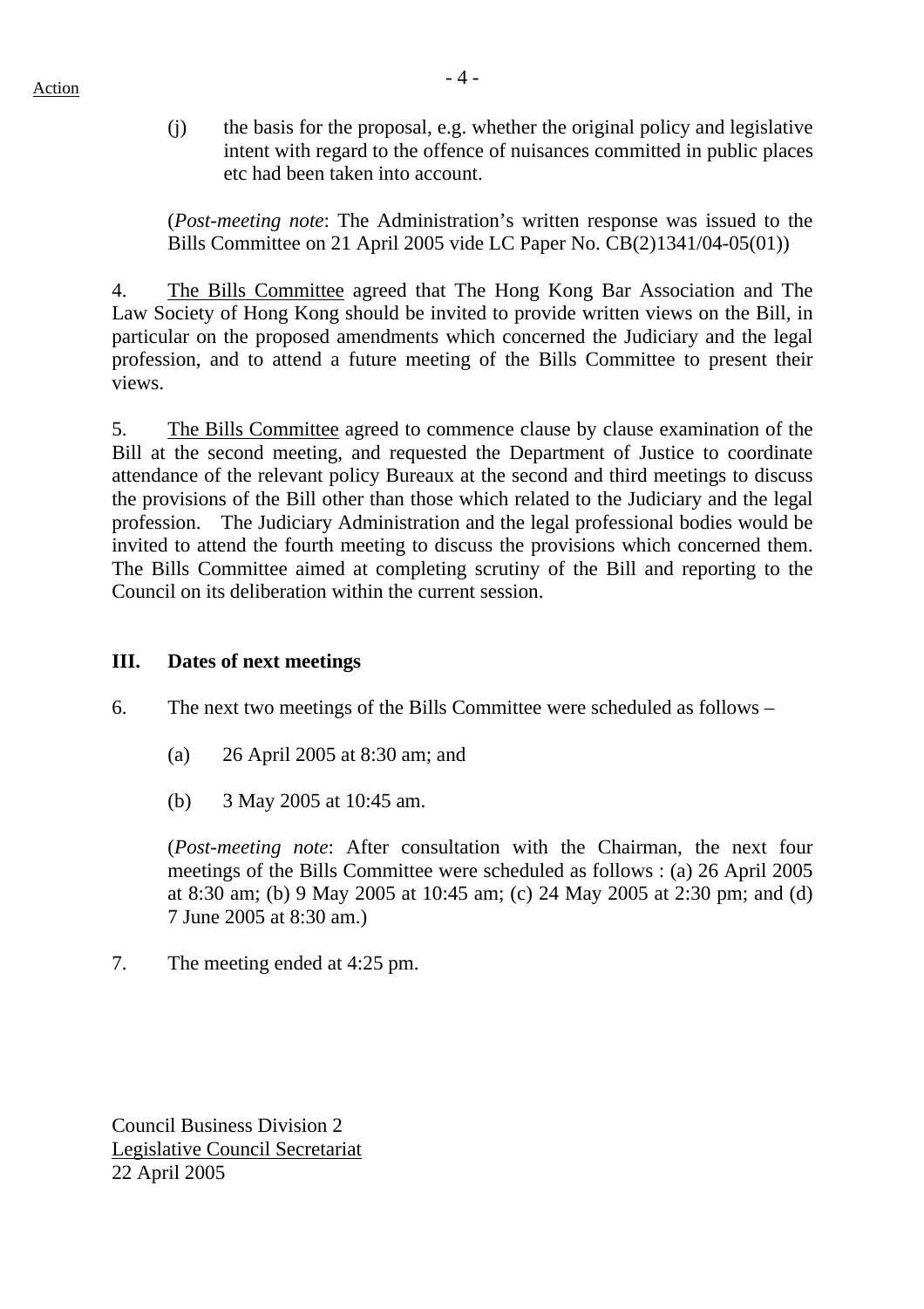Action

(j) the basis for the proposal, e.g. whether the original policy and legislative intent with regard to the offence of nuisances committed in public places etc had been taken into account.

(*Post-meeting note*: The Administration's written response was issued to the Bills Committee on 21 April 2005 vide LC Paper No. CB(2)1341/04-05(01))

4. The Bills Committee agreed that The Hong Kong Bar Association and The Law Society of Hong Kong should be invited to provide written views on the Bill, in particular on the proposed amendments which concerned the Judiciary and the legal profession, and to attend a future meeting of the Bills Committee to present their views.

5. The Bills Committee agreed to commence clause by clause examination of the Bill at the second meeting, and requested the Department of Justice to coordinate attendance of the relevant policy Bureaux at the second and third meetings to discuss the provisions of the Bill other than those which related to the Judiciary and the legal profession. The Judiciary Administration and the legal professional bodies would be invited to attend the fourth meeting to discuss the provisions which concerned them. The Bills Committee aimed at completing scrutiny of the Bill and reporting to the Council on its deliberation within the current session.

## III. Dates of next meetings

6. The next two meetings of the Bills Committee were scheduled as follows –

(a) 26 April 2005 at 8:30 am; and

(b) 3 May 2005 at 10:45 am.

(*Post-meeting note*: After consultation with the Chairman, the next four meetings of the Bills Committee were scheduled as follows : (a) 26 April 2005 at 8:30 am; (b) 9 May 2005 at 10:45 am; (c) 24 May 2005 at 2:30 pm; and (d) 7 June 2005 at 8:30 am.)

7. The meeting ended at 4:25 pm.

Council Business Division 2
Legislative Council Secretariat
22 April 2005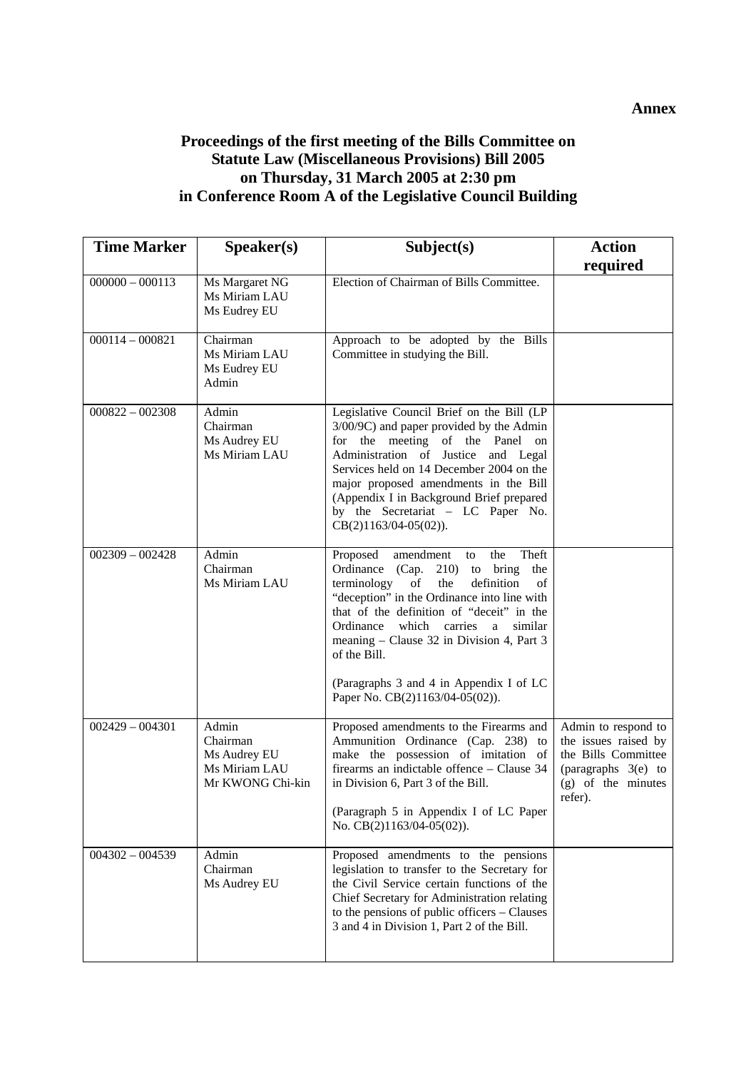**Annex**

**Proceedings of the first meeting of the Bills Committee on Statute Law (Miscellaneous Provisions) Bill 2005 on Thursday, 31 March 2005 at 2:30 pm in Conference Room A of the Legislative Council Building**

| Time Marker | Speaker(s) | Subject(s) | Action required |
|---|---|---|---|
| 000000 – 000113 | Ms Margaret NG<br>Ms Miriam LAU<br>Ms Eudrey EU | Election of Chairman of Bills Committee. | |
| 000114 – 000821 | Chairman<br>Ms Miriam LAU<br>Ms Eudrey EU<br>Admin | Approach to be adopted by the Bills Committee in studying the Bill. | |
| 000822 – 002308 | Admin<br>Chairman<br>Ms Audrey EU<br>Ms Miriam LAU | Legislative Council Brief on the Bill (LP 3/00/9C) and paper provided by the Admin for the meeting of the Panel on Administration of Justice and Legal Services held on 14 December 2004 on the major proposed amendments in the Bill (Appendix I in Background Brief prepared by the Secretariat – LC Paper No. CB(2)1163/04-05(02)). | |
| 002309 – 002428 | Admin<br>Chairman<br>Ms Miriam LAU | Proposed amendment to the Theft Ordinance (Cap. 210) to bring the terminology of the definition of "deception" in the Ordinance into line with that of the definition of "deceit" in the Ordinance which carries a similar meaning – Clause 32 in Division 4, Part 3 of the Bill.<br><br>(Paragraphs 3 and 4 in Appendix I of LC Paper No. CB(2)1163/04-05(02)). | |
| 002429 – 004301 | Admin<br>Chairman<br>Ms Audrey EU<br>Ms Miriam LAU<br>Mr KWONG Chi-kin | Proposed amendments to the Firearms and Ammunition Ordinance (Cap. 238) to make the possession of imitation of firearms an indictable offence – Clause 34 in Division 6, Part 3 of the Bill.<br><br>(Paragraph 5 in Appendix I of LC Paper No. CB(2)1163/04-05(02)). | Admin to respond to the issues raised by the Bills Committee (paragraphs 3(e) to (g) of the minutes refer). |
| 004302 – 004539 | Admin<br>Chairman<br>Ms Audrey EU | Proposed amendments to the pensions legislation to transfer to the Secretary for the Civil Service certain functions of the Chief Secretary for Administration relating to the pensions of public officers – Clauses 3 and 4 in Division 1, Part 2 of the Bill. | |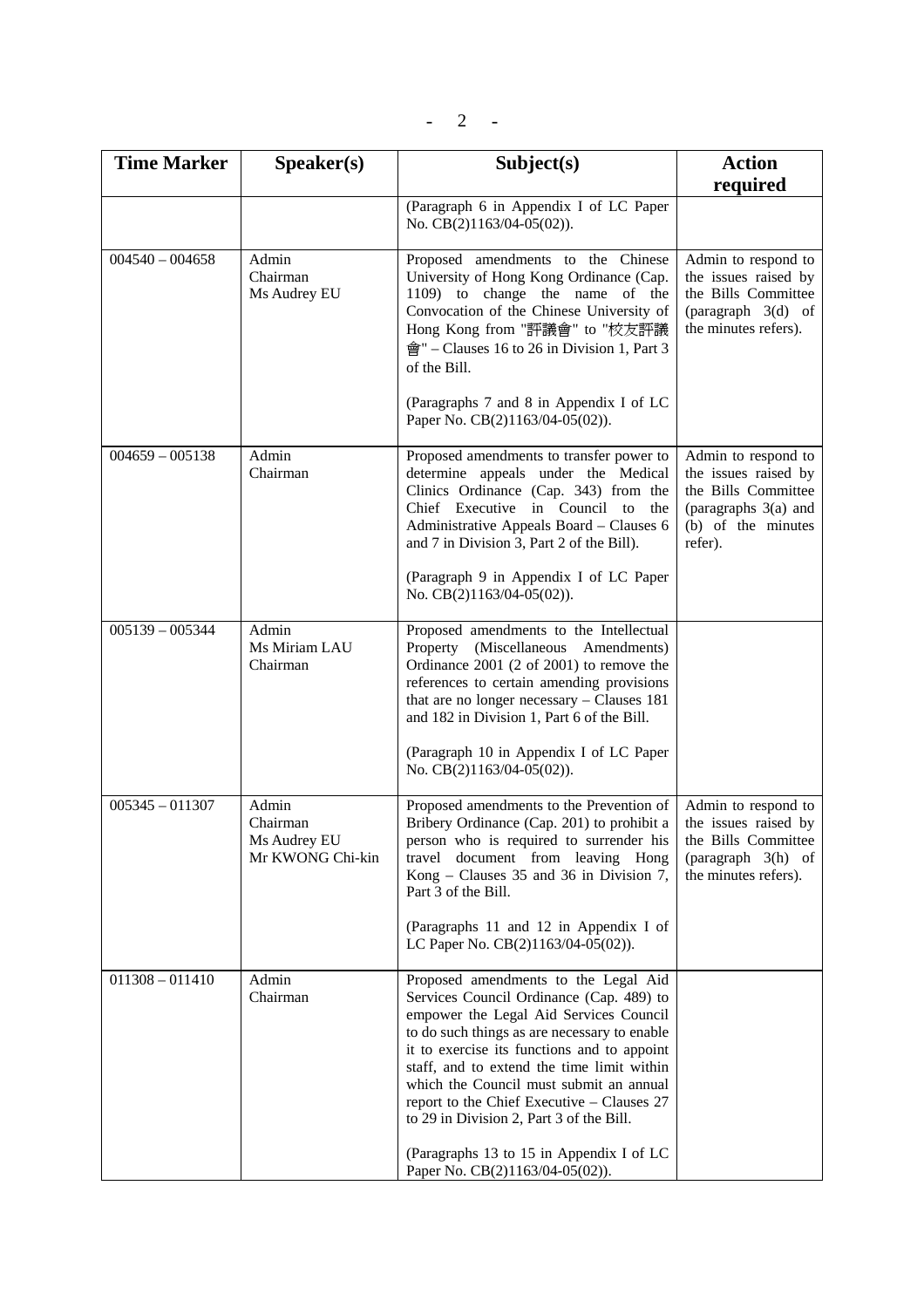| Time Marker | Speaker(s) | Subject(s) | Action required |
|---|---|---|---|
| | | (Paragraph 6 in Appendix I of LC Paper No. CB(2)1163/04-05(02)). | |
| 004540 – 004658 | Admin<br>Chairman<br>Ms Audrey EU | Proposed amendments to the Chinese University of Hong Kong Ordinance (Cap. 1109) to change the name of the Convocation of the Chinese University of Hong Kong from "評議會" to "校友評議會" – Clauses 16 to 26 in Division 1, Part 3 of the Bill.<br><br>(Paragraphs 7 and 8 in Appendix I of LC Paper No. CB(2)1163/04-05(02)). | Admin to respond to the issues raised by the Bills Committee (paragraph 3(d) of the minutes refers). |
| 004659 – 005138 | Admin<br>Chairman | Proposed amendments to transfer power to determine appeals under the Medical Clinics Ordinance (Cap. 343) from the Chief Executive in Council to the Administrative Appeals Board – Clauses 6 and 7 in Division 3, Part 2 of the Bill).<br><br>(Paragraph 9 in Appendix I of LC Paper No. CB(2)1163/04-05(02)). | Admin to respond to the issues raised by the Bills Committee (paragraphs 3(a) and (b) of the minutes refer). |
| 005139 – 005344 | Admin<br>Ms Miriam LAU<br>Chairman | Proposed amendments to the Intellectual Property (Miscellaneous Amendments) Ordinance 2001 (2 of 2001) to remove the references to certain amending provisions that are no longer necessary – Clauses 181 and 182 in Division 1, Part 6 of the Bill.<br><br>(Paragraph 10 in Appendix I of LC Paper No. CB(2)1163/04-05(02)). | |
| 005345 – 011307 | Admin<br>Chairman<br>Ms Audrey EU<br>Mr KWONG Chi-kin | Proposed amendments to the Prevention of Bribery Ordinance (Cap. 201) to prohibit a person who is required to surrender his travel document from leaving Hong Kong – Clauses 35 and 36 in Division 7, Part 3 of the Bill.<br><br>(Paragraphs 11 and 12 in Appendix I of LC Paper No. CB(2)1163/04-05(02)). | Admin to respond to the issues raised by the Bills Committee (paragraph 3(h) of the minutes refers). |
| 011308 – 011410 | Admin<br>Chairman | Proposed amendments to the Legal Aid Services Council Ordinance (Cap. 489) to empower the Legal Aid Services Council to do such things as are necessary to enable it to exercise its functions and to appoint staff, and to extend the time limit within which the Council must submit an annual report to the Chief Executive – Clauses 27 to 29 in Division 2, Part 3 of the Bill.<br><br>(Paragraphs 13 to 15 in Appendix I of LC Paper No. CB(2)1163/04-05(02)). | |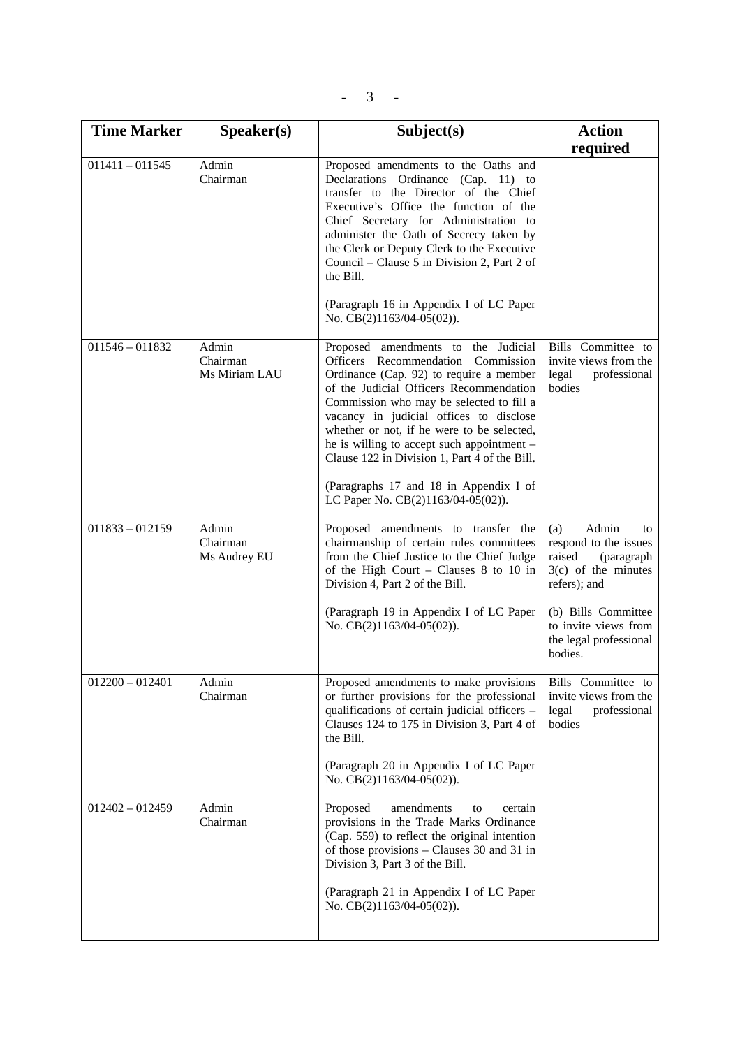| Time Marker | Speaker(s) | Subject(s) | Action required |
|---|---|---|---|
| 011411 – 011545 | Admin<br>Chairman | Proposed amendments to the Oaths and Declarations Ordinance (Cap. 11) to transfer to the Director of the Chief Executive's Office the function of the Chief Secretary for Administration to administer the Oath of Secrecy taken by the Clerk or Deputy Clerk to the Executive Council – Clause 5 in Division 2, Part 2 of the Bill.<br><br>(Paragraph 16 in Appendix I of LC Paper No. CB(2)1163/04-05(02)). | |
| 011546 – 011832 | Admin<br>Chairman<br>Ms Miriam LAU | Proposed amendments to the Judicial Officers Recommendation Commission Ordinance (Cap. 92) to require a member of the Judicial Officers Recommendation Commission who may be selected to fill a vacancy in judicial offices to disclose whether or not, if he were to be selected, he is willing to accept such appointment – Clause 122 in Division 1, Part 4 of the Bill.<br><br>(Paragraphs 17 and 18 in Appendix I of LC Paper No. CB(2)1163/04-05(02)). | Bills Committee to invite views from the legal professional bodies |
| 011833 – 012159 | Admin<br>Chairman<br>Ms Audrey EU | Proposed amendments to transfer the chairmanship of certain rules committees from the Chief Justice to the Chief Judge of the High Court – Clauses 8 to 10 in Division 4, Part 2 of the Bill.<br><br>(Paragraph 19 in Appendix I of LC Paper No. CB(2)1163/04-05(02)). | (a) Admin to respond to the issues raised (paragraph 3(c) of the minutes refers); and<br><br>(b) Bills Committee to invite views from the legal professional bodies. |
| 012200 – 012401 | Admin<br>Chairman | Proposed amendments to make provisions or further provisions for the professional qualifications of certain judicial officers – Clauses 124 to 175 in Division 3, Part 4 of the Bill.<br><br>(Paragraph 20 in Appendix I of LC Paper No. CB(2)1163/04-05(02)). | Bills Committee to invite views from the legal professional bodies |
| 012402 – 012459 | Admin<br>Chairman | Proposed amendments to certain provisions in the Trade Marks Ordinance (Cap. 559) to reflect the original intention of those provisions – Clauses 30 and 31 in Division 3, Part 3 of the Bill.<br><br>(Paragraph 21 in Appendix I of LC Paper No. CB(2)1163/04-05(02)). | |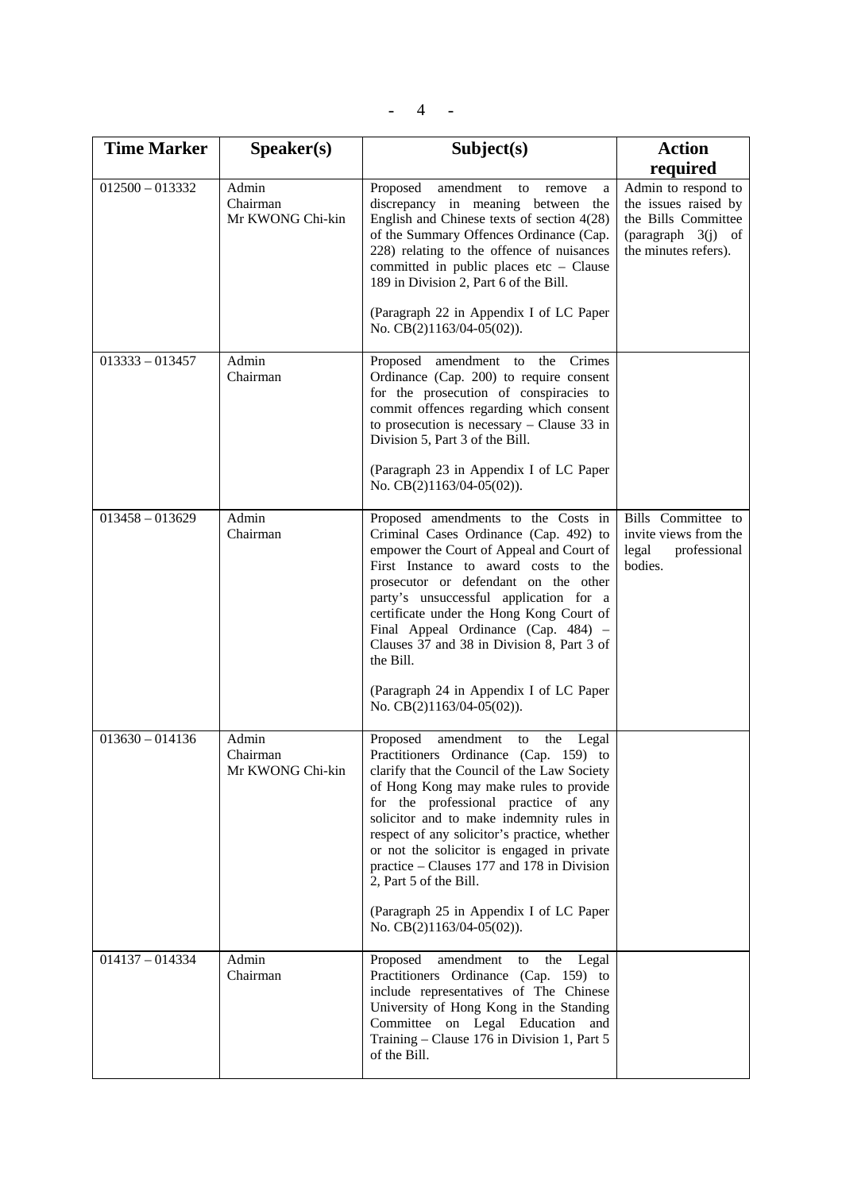| Time Marker | Speaker(s) | Subject(s) | Action required |
|---|---|---|---|
| 012500 – 013332 | Admin<br>Chairman<br>Mr KWONG Chi-kin | Proposed amendment to remove a discrepancy in meaning between the English and Chinese texts of section 4(28) of the Summary Offences Ordinance (Cap. 228) relating to the offence of nuisances committed in public places etc – Clause 189 in Division 2, Part 6 of the Bill.<br><br>(Paragraph 22 in Appendix I of LC Paper No. CB(2)1163/04-05(02)). | Admin to respond to the issues raised by the Bills Committee (paragraph 3(j) of the minutes refers). |
| 013333 – 013457 | Admin<br>Chairman | Proposed amendment to the Crimes Ordinance (Cap. 200) to require consent for the prosecution of conspiracies to commit offences regarding which consent to prosecution is necessary – Clause 33 in Division 5, Part 3 of the Bill.<br><br>(Paragraph 23 in Appendix I of LC Paper No. CB(2)1163/04-05(02)). | |
| 013458 – 013629 | Admin<br>Chairman | Proposed amendments to the Costs in Criminal Cases Ordinance (Cap. 492) to empower the Court of Appeal and Court of First Instance to award costs to the prosecutor or defendant on the other party's unsuccessful application for a certificate under the Hong Kong Court of Final Appeal Ordinance (Cap. 484) – Clauses 37 and 38 in Division 8, Part 3 of the Bill.<br><br>(Paragraph 24 in Appendix I of LC Paper No. CB(2)1163/04-05(02)). | Bills Committee to invite views from the legal professional bodies. |
| 013630 – 014136 | Admin<br>Chairman<br>Mr KWONG Chi-kin | Proposed amendment to the Legal Practitioners Ordinance (Cap. 159) to clarify that the Council of the Law Society of Hong Kong may make rules to provide for the professional practice of any solicitor and to make indemnity rules in respect of any solicitor's practice, whether or not the solicitor is engaged in private practice – Clauses 177 and 178 in Division 2, Part 5 of the Bill.<br><br>(Paragraph 25 in Appendix I of LC Paper No. CB(2)1163/04-05(02)). | |
| 014137 – 014334 | Admin<br>Chairman | Proposed amendment to the Legal Practitioners Ordinance (Cap. 159) to include representatives of The Chinese University of Hong Kong in the Standing Committee on Legal Education and Training – Clause 176 in Division 1, Part 5 of the Bill. | |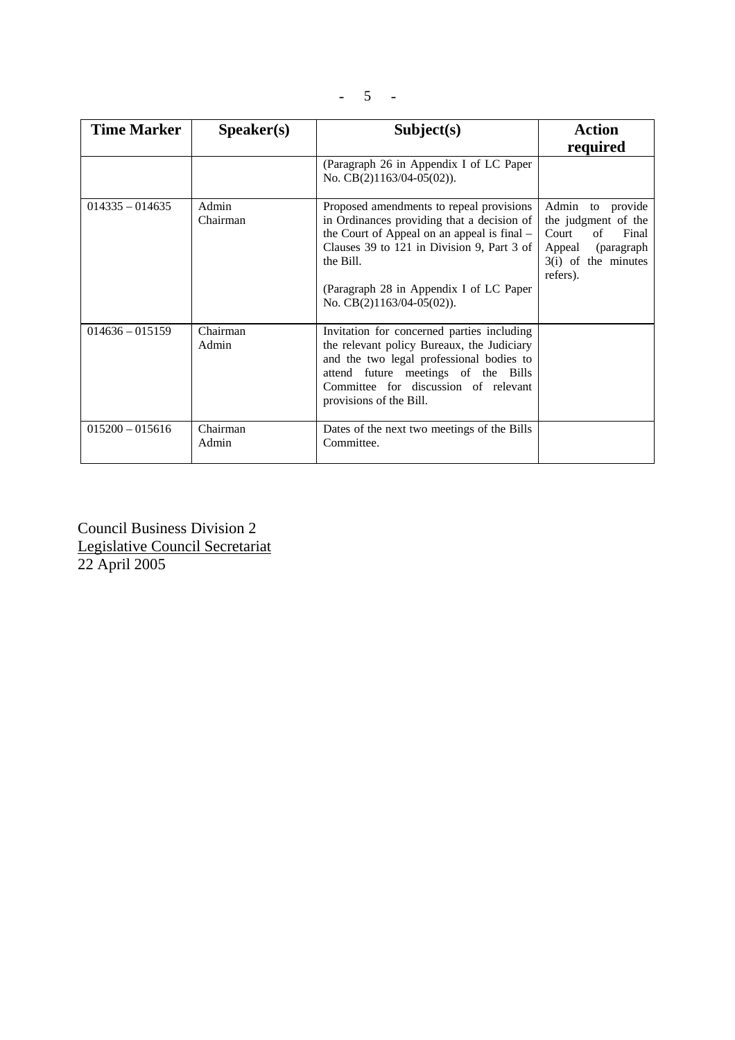| Time Marker | Speaker(s) | Subject(s) | Action required |
|---|---|---|---|
| | | (Paragraph 26 in Appendix I of LC Paper No. CB(2)1163/04-05(02)). | |
| 014335 – 014635 | Admin<br>Chairman | Proposed amendments to repeal provisions in Ordinances providing that a decision of the Court of Appeal on an appeal is final – Clauses 39 to 121 in Division 9, Part 3 of the Bill.<br><br>(Paragraph 28 in Appendix I of LC Paper No. CB(2)1163/04-05(02)). | Admin to provide the judgment of the Court of Final Appeal (paragraph 3(i) of the minutes refers). |
| 014636 – 015159 | Chairman<br>Admin | Invitation for concerned parties including the relevant policy Bureaux, the Judiciary and the two legal professional bodies to attend future meetings of the Bills Committee for discussion of relevant provisions of the Bill. | |
| 015200 – 015616 | Chairman<br>Admin | Dates of the next two meetings of the Bills Committee. | |

Council Business Division 2
Legislative Council Secretariat
22 April 2005